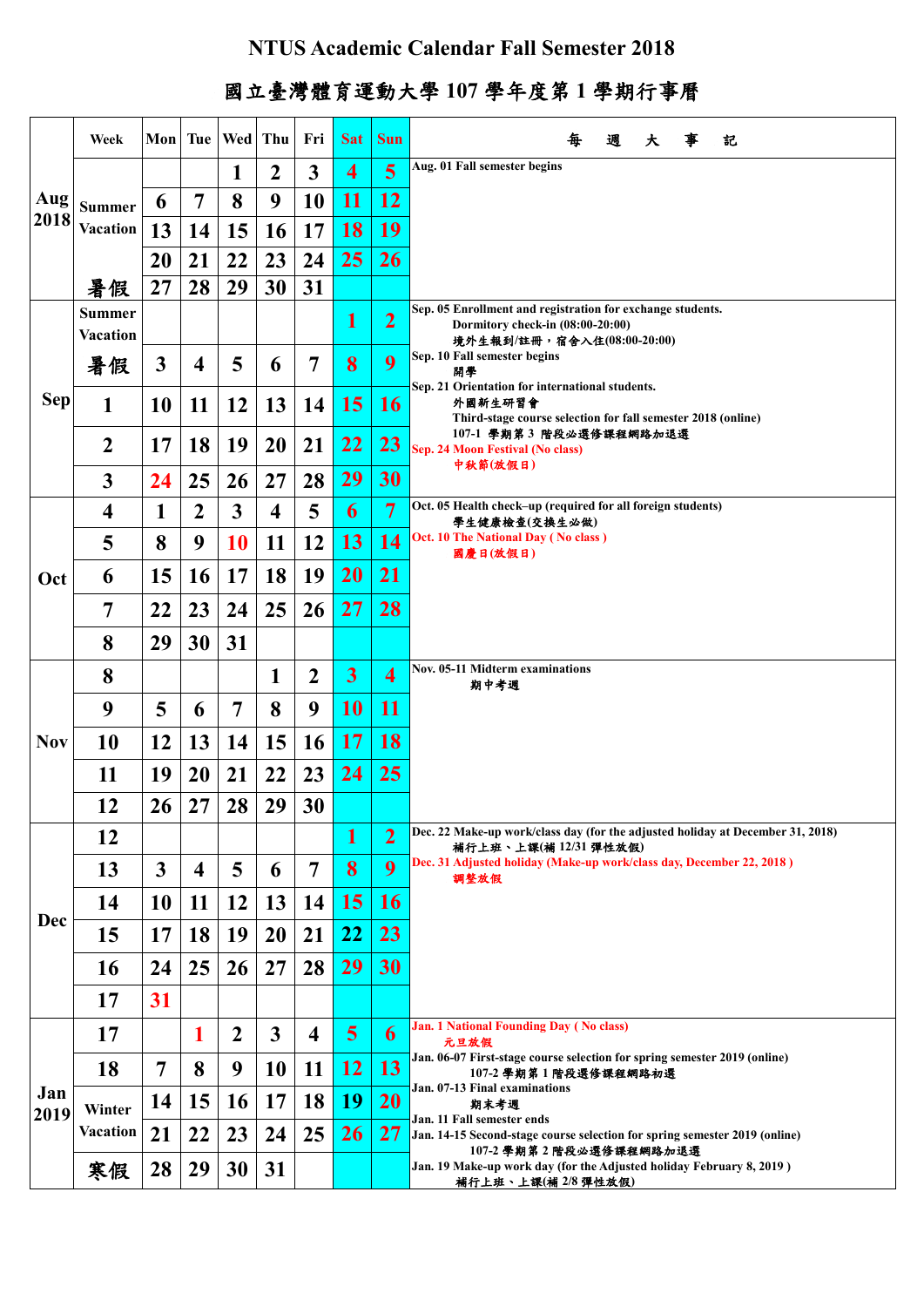# NTUS Academic Calendar Fall Semester 2018

# 國立臺灣體育運動大學 107 學年度第 1 學期行事曆

| | Week | Mon | Tue | Wed | Thu | Fri | Sat | Sun | 每 週 大 事 記 |
|---|---|---|---|---|---|---|---|---|---|
| Aug 2018 | Summer Vacation 暑假 | | | 1 | 2 | 3 | 4 | 5 | Aug. 01 Fall semester begins |
| | | 6 | 7 | 8 | 9 | 10 | 11 | 12 | |
| | | 13 | 14 | 15 | 16 | 17 | 18 | 19 | |
| | | 20 | 21 | 22 | 23 | 24 | 25 | 26 | |
| | | 27 | 28 | 29 | 30 | 31 | | | |
| Sep | Summer Vacation 暑假 | | | | | | 1 | 2 | Sep. 05 Enrollment and registration for exchange students. Dormitory check-in (08:00-20:00) 境外生報到/註冊，宿舍入住(08:00-20:00) |
| | | 3 | 4 | 5 | 6 | 7 | 8 | 9 | Sep. 10 Fall semester begins 開學 |
| | 1 | 10 | 11 | 12 | 13 | 14 | 15 | 16 | Sep. 21 Orientation for international students. 外國新生研習會 Third-stage course selection for fall semester 2018 (online) 107-1 學期第 3 階段必選修課程網路加退選 |
| | 2 | 17 | 18 | 19 | 20 | 21 | 22 | 23 | Sep. 24 Moon Festival (No class) 中秋節(放假日) |
| | 3 | 24 | 25 | 26 | 27 | 28 | 29 | 30 | |
| Oct | 4 | 1 | 2 | 3 | 4 | 5 | 6 | 7 | Oct. 05 Health check–up (required for all foreign students) 學生健康檢查(交換生必做) |
| | 5 | 8 | 9 | 10 | 11 | 12 | 13 | 14 | Oct. 10 The National Day ( No class ) 國慶日(放假日) |
| | 6 | 15 | 16 | 17 | 18 | 19 | 20 | 21 | |
| | 7 | 22 | 23 | 24 | 25 | 26 | 27 | 28 | |
| | 8 | 29 | 30 | 31 | | | | | |
| Nov | 8 | | | | 1 | 2 | 3 | 4 | Nov. 05-11 Midterm examinations 期中考週 |
| | 9 | 5 | 6 | 7 | 8 | 9 | 10 | 11 | |
| | 10 | 12 | 13 | 14 | 15 | 16 | 17 | 18 | |
| | 11 | 19 | 20 | 21 | 22 | 23 | 24 | 25 | |
| | 12 | 26 | 27 | 28 | 29 | 30 | | | |
| Dec | 12 | | | | | | 1 | 2 | Dec. 22 Make-up work/class day (for the adjusted holiday at December 31, 2018) 補行上班、上課(補 12/31 彈性放假) |
| | 13 | 3 | 4 | 5 | 6 | 7 | 8 | 9 | Dec. 31 Adjusted holiday (Make-up work/class day, December 22, 2018 ) 調整放假 |
| | 14 | 10 | 11 | 12 | 13 | 14 | 15 | 16 | |
| | 15 | 17 | 18 | 19 | 20 | 21 | 22 | 23 | |
| | 16 | 24 | 25 | 26 | 27 | 28 | 29 | 30 | |
| | 17 | 31 | | | | | | | |
| Jan 2019 | 17 | | 1 | 2 | 3 | 4 | 5 | 6 | Jan. 1 National Founding Day ( No class) 元旦放假 |
| | 18 | 7 | 8 | 9 | 10 | 11 | 12 | 13 | Jan. 06-07 First-stage course selection for spring semester 2019 (online) 107-2 學期第 1 階段選修課程網路初選 |
| | Winter Vacation 寒假 | 14 | 15 | 16 | 17 | 18 | 19 | 20 | Jan. 07-13 Final examinations 期末考週; Jan. 11 Fall semester ends |
| | | 21 | 22 | 23 | 24 | 25 | 26 | 27 | Jan. 14-15 Second-stage course selection for spring semester 2019 (online) 107-2 學期第 2 階段必選修課程網路加退選 |
| | | 28 | 29 | 30 | 31 | | | | Jan. 19 Make-up work day (for the Adjusted holiday February 8, 2019 ) 補行上班、上課(補 2/8 彈性放假) |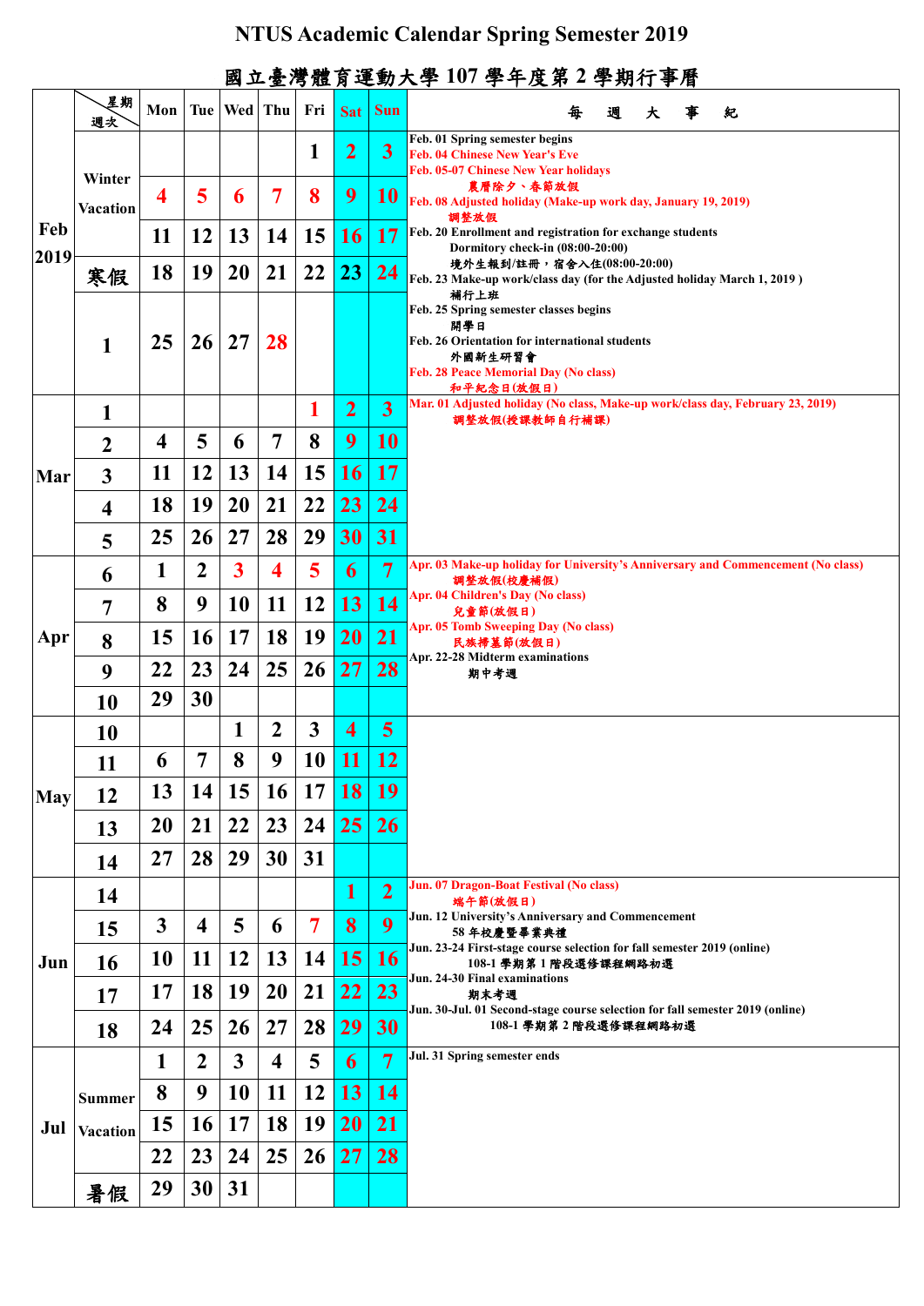# NTUS Academic Calendar Spring Semester 2019

## 國立臺灣體育運動大學 107 學年度第 2 學期行事曆

| | 星期 週次 | Mon | Tue | Wed | Thu | Fri | Sat | Sun | 每 週 大 事 紀 |
|---|---|---|---|---|---|---|---|---|---|
| Feb 2019 | Winter Vacation | | | | | 1 | 2 | 3 | Feb. 01 Spring semester begins<br>Feb. 04 Chinese New Year's Eve<br>Feb. 05-07 Chinese New Year holidays<br>農曆除夕、春節放假<br>Feb. 08 Adjusted holiday (Make-up work day, January 19, 2019)<br>調整放假<br>Feb. 20 Enrollment and registration for exchange students<br>Dormitory check-in (08:00-20:00)<br>境外生報到/註冊，宿舍入住(08:00-20:00)<br>Feb. 23 Make-up work/class day (for the Adjusted holiday March 1, 2019 )<br>補行上班<br>Feb. 25 Spring semester classes begins<br>開學日<br>Feb. 26 Orientation for international students<br>外國新生研習會<br>Feb. 28 Peace Memorial Day (No class)<br>和平紀念日(放假日) |
| | | 4 | 5 | 6 | 7 | 8 | 9 | 10 | |
| | | 11 | 12 | 13 | 14 | 15 | 16 | 17 | |
| | 寒假 | 18 | 19 | 20 | 21 | 22 | 23 | 24 | |
| | 1 | 25 | 26 | 27 | 28 | | | | |
| Mar | 1 | | | | | 1 | 2 | 3 | Mar. 01 Adjusted holiday (No class, Make-up work/class day, February 23, 2019)<br>調整放假(授課教師自行補課) |
| | 2 | 4 | 5 | 6 | 7 | 8 | 9 | 10 | |
| | 3 | 11 | 12 | 13 | 14 | 15 | 16 | 17 | |
| | 4 | 18 | 19 | 20 | 21 | 22 | 23 | 24 | |
| | 5 | 25 | 26 | 27 | 28 | 29 | 30 | 31 | |
| Apr | 6 | 1 | 2 | 3 | 4 | 5 | 6 | 7 | Apr. 03 Make-up holiday for University's Anniversary and Commencement (No class)<br>調整放假(校慶補假)<br>Apr. 04 Children's Day (No class)<br>兒童節(放假日)<br>Apr. 05 Tomb Sweeping Day (No class)<br>民族掃墓節(放假日)<br>Apr. 22-28 Midterm examinations<br>期中考週 |
| | 7 | 8 | 9 | 10 | 11 | 12 | 13 | 14 | |
| | 8 | 15 | 16 | 17 | 18 | 19 | 20 | 21 | |
| | 9 | 22 | 23 | 24 | 25 | 26 | 27 | 28 | |
| | 10 | 29 | 30 | | | | | | |
| May | 10 | | | 1 | 2 | 3 | 4 | 5 | |
| | 11 | 6 | 7 | 8 | 9 | 10 | 11 | 12 | |
| | 12 | 13 | 14 | 15 | 16 | 17 | 18 | 19 | |
| | 13 | 20 | 21 | 22 | 23 | 24 | 25 | 26 | |
| | 14 | 27 | 28 | 29 | 30 | 31 | | | |
| Jun | 14 | | | | | | 1 | 2 | Jun. 07 Dragon-Boat Festival (No class)<br>端午節(放假日)<br>Jun. 12 University's Anniversary and Commencement<br>58 年校慶暨畢業典禮<br>Jun. 23-24 First-stage course selection for fall semester 2019 (online)<br>108-1 學期第 1 階段選修課程網路初選<br>Jun. 24-30 Final examinations<br>期末考週<br>Jun. 30-Jul. 01 Second-stage course selection for fall semester 2019 (online)<br>108-1 學期第 2 階段選修課程網路初選 |
| | 15 | 3 | 4 | 5 | 6 | 7 | 8 | 9 | |
| | 16 | 10 | 11 | 12 | 13 | 14 | 15 | 16 | |
| | 17 | 17 | 18 | 19 | 20 | 21 | 22 | 23 | |
| | 18 | 24 | 25 | 26 | 27 | 28 | 29 | 30 | |
| Jul | Summer Vacation | 1 | 2 | 3 | 4 | 5 | 6 | 7 | Jul. 31 Spring semester ends |
| | | 8 | 9 | 10 | 11 | 12 | 13 | 14 | |
| | | 15 | 16 | 17 | 18 | 19 | 20 | 21 | |
| | | 22 | 23 | 24 | 25 | 26 | 27 | 28 | |
| | 暑假 | 29 | 30 | 31 | | | | | |